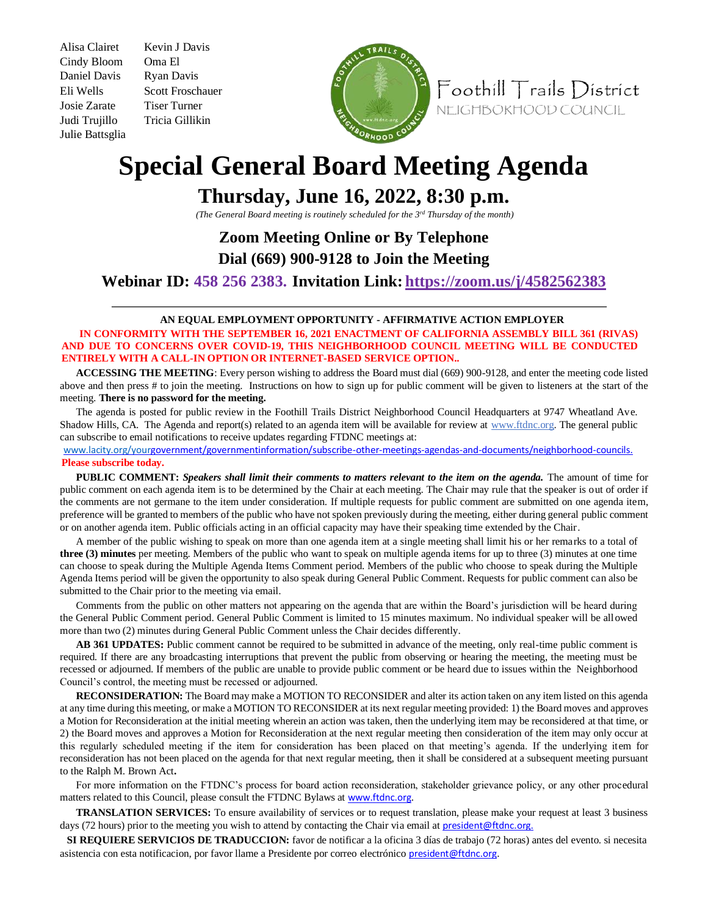Alisa Clairet
Cindy Bloom
Daniel Davis
Eli Wells
Josie Zarate
Judi Trujillo
Julie Battsglia
Kevin J Davis
Oma El
Ryan Davis
Scott Froschauer
Tiser Turner
Tricia Gillikin

Foothill Trails District
NEIGHBORHOOD COUNCIL

# Special General Board Meeting Agenda

## Thursday, June 16, 2022, 8:30 p.m.

*(The General Board meeting is routinely scheduled for the 3rd Thursday of the month)*

### Zoom Meeting Online or By Telephone
### Dial (669) 900-9128 to Join the Meeting
### Webinar ID: 458 256 2383. Invitation Link: https://zoom.us/j/4582562383

---

**AN EQUAL EMPLOYMENT OPPORTUNITY - AFFIRMATIVE ACTION EMPLOYER**

**IN CONFORMITY WITH THE SEPTEMBER 16, 2021 ENACTMENT OF CALIFORNIA ASSEMBLY BILL 361 (RIVAS) AND DUE TO CONCERNS OVER COVID-19, THIS NEIGHBORHOOD COUNCIL MEETING WILL BE CONDUCTED ENTIRELY WITH A CALL-IN OPTION OR INTERNET-BASED SERVICE OPTION..**

**ACCESSING THE MEETING**: Every person wishing to address the Board must dial (669) 900-9128, and enter the meeting code listed above and then press # to join the meeting. Instructions on how to sign up for public comment will be given to listeners at the start of the meeting. **There is no password for the meeting.**

The agenda is posted for public review in the Foothill Trails District Neighborhood Council Headquarters at 9747 Wheatland Ave. Shadow Hills, CA. The Agenda and report(s) related to an agenda item will be available for review at www.ftdnc.org. The general public can subscribe to email notifications to receive updates regarding FTDNC meetings at:
www.lacity.org/yourgovernment/governmentinformation/subscribe-other-meetings-agendas-and-documents/neighborhood-councils.
**Please subscribe today.**

**PUBLIC COMMENT:** ***Speakers shall limit their comments to matters relevant to the item on the agenda.*** The amount of time for public comment on each agenda item is to be determined by the Chair at each meeting. The Chair may rule that the speaker is out of order if the comments are not germane to the item under consideration. If multiple requests for public comment are submitted on one agenda item, preference will be granted to members of the public who have not spoken previously during the meeting, either during general public comment or on another agenda item. Public officials acting in an official capacity may have their speaking time extended by the Chair.

A member of the public wishing to speak on more than one agenda item at a single meeting shall limit his or her remarks to a total of **three (3) minutes** per meeting. Members of the public who want to speak on multiple agenda items for up to three (3) minutes at one time can choose to speak during the Multiple Agenda Items Comment period. Members of the public who choose to speak during the Multiple Agenda Items period will be given the opportunity to also speak during General Public Comment. Requests for public comment can also be submitted to the Chair prior to the meeting via email.

Comments from the public on other matters not appearing on the agenda that are within the Board's jurisdiction will be heard during the General Public Comment period. General Public Comment is limited to 15 minutes maximum. No individual speaker will be allowed more than two (2) minutes during General Public Comment unless the Chair decides differently.

**AB 361 UPDATES:** Public comment cannot be required to be submitted in advance of the meeting, only real-time public comment is required. If there are any broadcasting interruptions that prevent the public from observing or hearing the meeting, the meeting must be recessed or adjourned. If members of the public are unable to provide public comment or be heard due to issues within the Neighborhood Council's control, the meeting must be recessed or adjourned.

**RECONSIDERATION:** The Board may make a MOTION TO RECONSIDER and alter its action taken on any item listed on this agenda at any time during this meeting, or make a MOTION TO RECONSIDER at its next regular meeting provided: 1) the Board moves and approves a Motion for Reconsideration at the initial meeting wherein an action was taken, then the underlying item may be reconsidered at that time, or 2) the Board moves and approves a Motion for Reconsideration at the next regular meeting then consideration of the item may only occur at this regularly scheduled meeting if the item for consideration has been placed on that meeting's agenda. If the underlying item for reconsideration has not been placed on the agenda for that next regular meeting, then it shall be considered at a subsequent meeting pursuant to the Ralph M. Brown Act**.**

For more information on the FTDNC's process for board action reconsideration, stakeholder grievance policy, or any other procedural matters related to this Council, please consult the FTDNC Bylaws at www.ftdnc.org.

**TRANSLATION SERVICES:** To ensure availability of services or to request translation, please make your request at least 3 business days (72 hours) prior to the meeting you wish to attend by contacting the Chair via email at president@ftdnc.org.

**SI REQUIERE SERVICIOS DE TRADUCCION:** favor de notificar a la oficina 3 días de trabajo (72 horas) antes del evento. si necesita asistencia con esta notificacion, por favor llame a Presidente por correo electrónico president@ftdnc.org.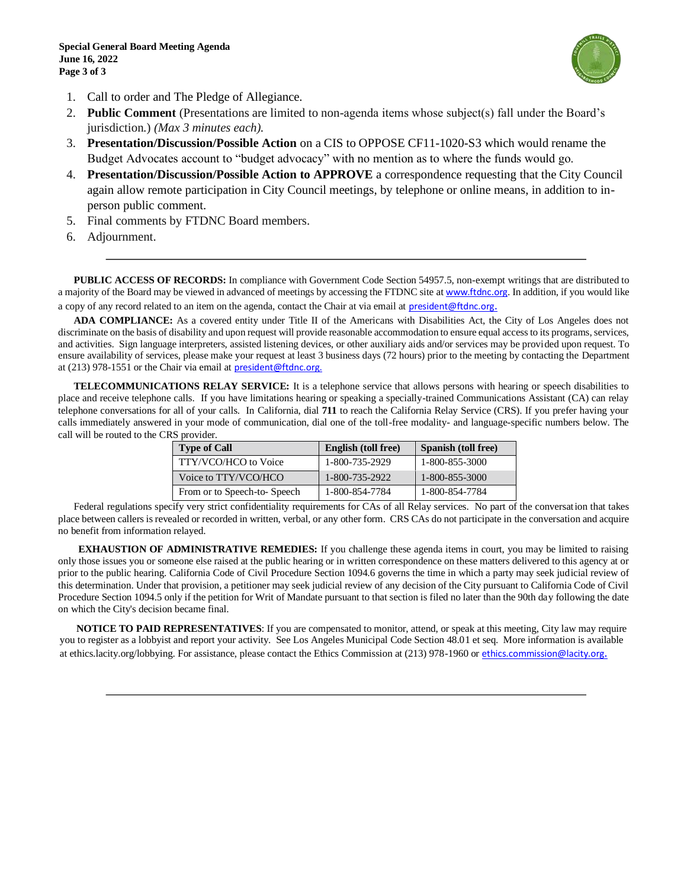1. Call to order and The Pledge of Allegiance.
2. **Public Comment** (Presentations are limited to non-agenda items whose subject(s) fall under the Board's jurisdiction.) *(Max 3 minutes each).*
3. **Presentation/Discussion/Possible Action** on a CIS to OPPOSE CF11-1020-S3 which would rename the Budget Advocates account to "budget advocacy" with no mention as to where the funds would go.
4. **Presentation/Discussion/Possible Action to APPROVE** a correspondence requesting that the City Council again allow remote participation in City Council meetings, by telephone or online means, in addition to in-person public comment.
5. Final comments by FTDNC Board members.
6. Adjournment.

---

**PUBLIC ACCESS OF RECORDS:** In compliance with Government Code Section 54957.5, non-exempt writings that are distributed to a majority of the Board may be viewed in advanced of meetings by accessing the FTDNC site at www.ftdnc.org. In addition, if you would like a copy of any record related to an item on the agenda, contact the Chair at via email at president@ftdnc.org.

**ADA COMPLIANCE:** As a covered entity under Title II of the Americans with Disabilities Act, the City of Los Angeles does not discriminate on the basis of disability and upon request will provide reasonable accommodation to ensure equal access to its programs, services, and activities. Sign language interpreters, assisted listening devices, or other auxiliary aids and/or services may be provided upon request. To ensure availability of services, please make your request at least 3 business days (72 hours) prior to the meeting by contacting the Department at (213) 978-1551 or the Chair via email at president@ftdnc.org.

**TELECOMMUNICATIONS RELAY SERVICE:** It is a telephone service that allows persons with hearing or speech disabilities to place and receive telephone calls. If you have limitations hearing or speaking a specially-trained Communications Assistant (CA) can relay telephone conversations for all of your calls. In California, dial **711** to reach the California Relay Service (CRS). If you prefer having your calls immediately answered in your mode of communication, dial one of the toll-free modality- and language-specific numbers below. The call will be routed to the CRS provider.

| Type of Call | English (toll free) | Spanish (toll free) |
|---|---|---|
| TTY/VCO/HCO to Voice | 1-800-735-2929 | 1-800-855-3000 |
| Voice to TTY/VCO/HCO | 1-800-735-2922 | 1-800-855-3000 |
| From or to Speech-to- Speech | 1-800-854-7784 | 1-800-854-7784 |

Federal regulations specify very strict confidentiality requirements for CAs of all Relay services. No part of the conversation that takes place between callers is revealed or recorded in written, verbal, or any other form. CRS CAs do not participate in the conversation and acquire no benefit from information relayed.

**EXHAUSTION OF ADMINISTRATIVE REMEDIES:** If you challenge these agenda items in court, you may be limited to raising only those issues you or someone else raised at the public hearing or in written correspondence on these matters delivered to this agency at or prior to the public hearing. California Code of Civil Procedure Section 1094.6 governs the time in which a party may seek judicial review of this determination. Under that provision, a petitioner may seek judicial review of any decision of the City pursuant to California Code of Civil Procedure Section 1094.5 only if the petition for Writ of Mandate pursuant to that section is filed no later than the 90th day following the date on which the City's decision became final.

**NOTICE TO PAID REPRESENTATIVES**: If you are compensated to monitor, attend, or speak at this meeting, City law may require you to register as a lobbyist and report your activity. See Los Angeles Municipal Code Section 48.01 et seq. More information is available at ethics.lacity.org/lobbying. For assistance, please contact the Ethics Commission at (213) 978-1960 or ethics.commission@lacity.org.

---